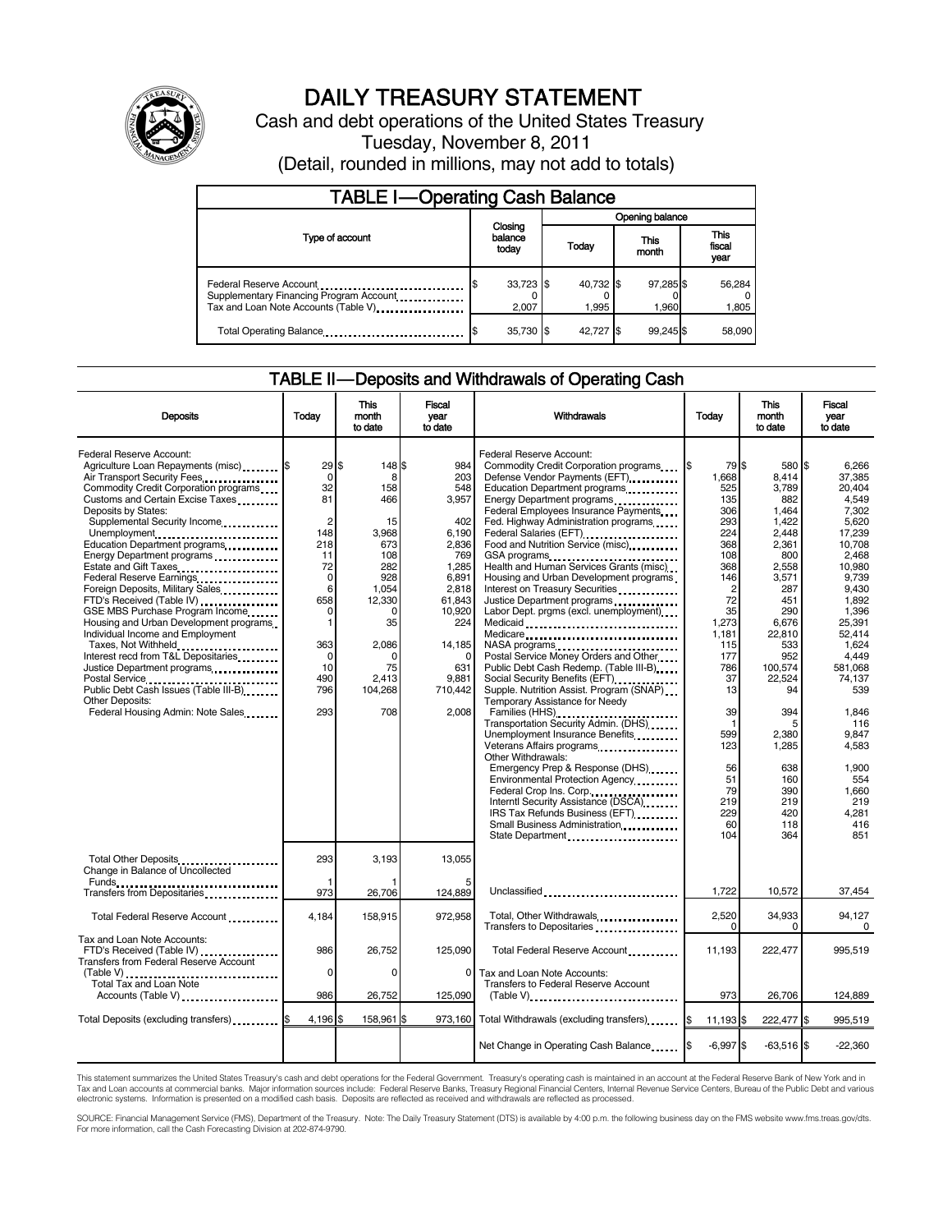# DAILY TREASURY STATEMENT

Cash and debt operations of the United States Treasury

Tuesday, November 8, 2011

(Detail, rounded in millions, may not add to totals)

## TABLE I—Operating Cash Balance

| Type of account | Closing balance today | Opening balance Today | Opening balance This month | Opening balance This fiscal year |
|---|---|---|---|---|
| Federal Reserve Account | $ 33,723 | $ 40,732 | $ 97,285 | $ 56,284 |
| Supplementary Financing Program Account | 0 | 0 | 0 | 0 |
| Tax and Loan Note Accounts (Table V) | 2,007 | 1,995 | 1,960 | 1,805 |
| Total Operating Balance | $ 35,730 | $ 42,727 | $ 99,245 | $ 58,090 |

## TABLE II—Deposits and Withdrawals of Operating Cash

| Deposits | Today | This month to date | Fiscal year to date |
|---|---|---|---|
| Federal Reserve Account: | | | |
| Agriculture Loan Repayments (misc) | $ 29 | $ 148 | $ 984 |
| Air Transport Security Fees | 0 | 8 | 203 |
| Commodity Credit Corporation programs | 32 | 158 | 548 |
| Customs and Certain Excise Taxes | 81 | 466 | 3,957 |
| Deposits by States: | | | |
| Supplemental Security Income | 2 | 15 | 402 |
| Unemployment | 148 | 3,968 | 6,190 |
| Education Department programs | 218 | 673 | 2,836 |
| Energy Department programs | 11 | 108 | 769 |
| Estate and Gift Taxes | 72 | 282 | 1,285 |
| Federal Reserve Earnings | 0 | 928 | 6,891 |
| Foreign Deposits, Military Sales | 6 | 1,054 | 2,818 |
| FTD's Received (Table IV) | 658 | 12,330 | 61,843 |
| GSE MBS Purchase Program Income | 0 | 0 | 10,920 |
| Housing and Urban Development programs | 1 | 35 | 224 |
| Individual Income and Employment Taxes, Not Withheld | 363 | 2,086 | 14,185 |
| Interest recd from T&L Depositaries | 0 | 0 | 0 |
| Justice Department programs | 10 | 75 | 631 |
| Postal Service | 490 | 2,413 | 9,881 |
| Public Debt Cash Issues (Table III-B) | 796 | 104,268 | 710,442 |
| Other Deposits: | | | |
| Federal Housing Admin: Note Sales | 293 | 708 | 2,008 |
| Total Other Deposits | 293 | 3,193 | 13,055 |
| Change in Balance of Uncollected Funds | 1 | 1 | 5 |
| Transfers from Depositaries | 973 | 26,706 | 124,889 |
| Total Federal Reserve Account | 4,184 | 158,915 | 972,958 |
| Tax and Loan Note Accounts: | | | |
| FTD's Received (Table IV) | 986 | 26,752 | 125,090 |
| Transfers from Federal Reserve Account (Table V) | 0 | 0 | 0 |
| Total Tax and Loan Note Accounts (Table V) | 986 | 26,752 | 125,090 |
| Total Deposits (excluding transfers) | $ 4,196 | $ 158,961 | $ 973,160 |

| Withdrawals | Today | This month to date | Fiscal year to date |
|---|---|---|---|
| Federal Reserve Account: | | | |
| Commodity Credit Corporation programs | $ 79 | $ 580 | $ 6,266 |
| Defense Vendor Payments (EFT) | 1,668 | 8,414 | 37,385 |
| Education Department programs | 525 | 3,789 | 20,404 |
| Energy Department programs | 135 | 882 | 4,549 |
| Federal Employees Insurance Payments | 306 | 1,464 | 7,302 |
| Fed. Highway Administration programs | 293 | 1,422 | 5,620 |
| Federal Salaries (EFT) | 224 | 2,448 | 17,239 |
| Food and Nutrition Service (misc) | 368 | 2,361 | 10,708 |
| GSA programs | 108 | 800 | 2,468 |
| Health and Human Services Grants (misc) | 368 | 2,558 | 10,980 |
| Housing and Urban Development programs | 146 | 3,571 | 9,739 |
| Interest on Treasury Securities | 2 | 287 | 9,430 |
| Justice Department programs | 72 | 451 | 1,892 |
| Labor Dept. prgms (excl. unemployment) | 35 | 290 | 1,396 |
| Medicaid | 1,273 | 6,676 | 25,391 |
| Medicare | 1,181 | 22,810 | 52,414 |
| NASA programs | 115 | 533 | 1,624 |
| Postal Service Money Orders and Other | 177 | 952 | 4,449 |
| Public Debt Cash Redemp. (Table III-B) | 786 | 100,574 | 581,068 |
| Social Security Benefits (EFT) | 37 | 22,524 | 74,137 |
| Supple. Nutrition Assist. Program (SNAP) | 13 | 94 | 539 |
| Temporary Assistance for Needy Families (HHS) | 39 | 394 | 1,846 |
| Transportation Security Admin. (DHS) | 1 | 5 | 116 |
| Unemployment Insurance Benefits | 599 | 2,380 | 9,847 |
| Veterans Affairs programs | 123 | 1,285 | 4,583 |
| Other Withdrawals: | | | |
| Emergency Prep & Response (DHS) | 56 | 638 | 1,900 |
| Environmental Protection Agency | 51 | 160 | 554 |
| Federal Crop Ins. Corp. | 79 | 390 | 1,660 |
| Interntl Security Assistance (DSCA) | 219 | 219 | 219 |
| IRS Tax Refunds Business (EFT) | 229 | 420 | 4,281 |
| Small Business Administration | 60 | 118 | 416 |
| State Department | 104 | 364 | 851 |
| Unclassified | 1,722 | 10,572 | 37,454 |
| Total, Other Withdrawals | 2,520 | 34,933 | 94,127 |
| Transfers to Depositaries | 0 | 0 | 0 |
| Total Federal Reserve Account | 11,193 | 222,477 | 995,519 |
| Tax and Loan Note Accounts: | | | |
| Transfers to Federal Reserve Account (Table V) | 973 | 26,706 | 124,889 |
| Total Withdrawals (excluding transfers) | $ 11,193 | $ 222,477 | $ 995,519 |
| Net Change in Operating Cash Balance | $ -6,997 | $ -63,516 | $ -22,360 |

This statement summarizes the United States Treasury's cash and debt operations for the Federal Government. Treasury's operating cash is maintained in an account at the Federal Reserve Bank of New York and in Tax and Loan accounts at commercial banks. Major information sources include: Federal Reserve Banks, Treasury Regional Financial Centers, Internal Revenue Service Centers, Bureau of the Public Debt and various electronic systems. Information is presented on a modified cash basis. Deposits are reflected as received and withdrawals are reflected as processed.

SOURCE: Financial Management Service (FMS), Department of the Treasury. Note: The Daily Treasury Statement (DTS) is available by 4:00 p.m. the following business day on the FMS website www.fms.treas.gov/dts. For more information, call the Cash Forecasting Division at 202-874-9790.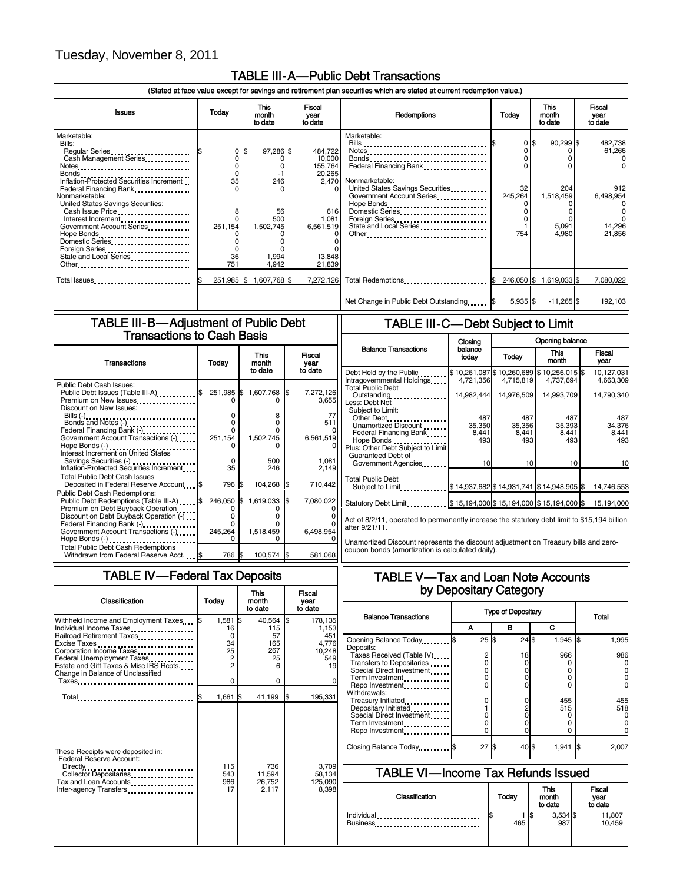Tuesday, November 8, 2011

## TABLE III-A—Public Debt Transactions

(Stated at face value except for savings and retirement plan securities which are stated at current redemption value.)

| Issues | Today | This month to date | Fiscal year to date |
|---|---|---|---|
| Marketable: | | | |
| Bills: | | | |
| Regular Series | $ 0 | $ 97,286 | $ 484,722 |
| Cash Management Series | 0 | 0 | 10,000 |
| Notes | 0 | 0 | 155,764 |
| Bonds | 0 | -1 | 20,265 |
| Inflation-Protected Securities Increment | 35 | 246 | 2,470 |
| Federal Financing Bank | 0 | 0 | 0 |
| Nonmarketable: | | | |
| United States Savings Securities: | | | |
| Cash Issue Price | 8 | 56 | 616 |
| Interest Increment | 0 | 500 | 1,081 |
| Government Account Series | 251,154 | 1,502,745 | 6,561,519 |
| Hope Bonds | 0 | 0 | 0 |
| Domestic Series | 0 | 0 | 0 |
| Foreign Series | 0 | 0 | 0 |
| State and Local Series | 36 | 1,994 | 13,848 |
| Other | 751 | 4,942 | 21,839 |
| Total Issues | $ 251,985 | $ 1,607,768 | $ 7,272,126 |

| Redemptions | Today | This month to date | Fiscal year to date |
|---|---|---|---|
| Marketable: | | | |
| Bills | $ 0 | $ 90,299 | $ 482,738 |
| Notes | 0 | 0 | 61,266 |
| Bonds | 0 | 0 | 0 |
| Federal Financing Bank | 0 | 0 | 0 |
| Nonmarketable: | | | |
| United States Savings Securities | 32 | 204 | 912 |
| Government Account Series | 245,264 | 1,518,459 | 6,498,954 |
| Hope Bonds | 0 | 0 | 0 |
| Domestic Series | 0 | 0 | 0 |
| Foreign Series | 0 | 0 | 0 |
| State and Local Series | 1 | 5,091 | 14,296 |
| Other | 754 | 4,980 | 21,856 |
| Total Redemptions | $ 246,050 | $ 1,619,033 | $ 7,080,022 |
| Net Change in Public Debt Outstanding | $ 5,935 | $ -11,265 | $ 192,103 |

## TABLE III-B—Adjustment of Public Debt Transactions to Cash Basis

| Transactions | Today | This month to date | Fiscal year to date |
|---|---|---|---|
| Public Debt Cash Issues: | | | |
| Public Debt Issues (Table III-A) | $ 251,985 | $ 1,607,768 | $ 7,272,126 |
| Premium on New Issues | 0 | 0 | 3,655 |
| Discount on New Issues: | | | |
| Bills (-) | 0 | 8 | 77 |
| Bonds and Notes (-) | 0 | 0 | 511 |
| Federal Financing Bank (-) | 0 | 0 | 0 |
| Government Account Transactions (-) | 251,154 | 1,502,745 | 6,561,519 |
| Hope Bonds (-) | 0 | 0 | 0 |
| Interest Increment on United States Savings Securities (-) | 0 | 500 | 1,081 |
| Inflation-Protected Securities Increment | 35 | 246 | 2,149 |
| Total Public Debt Cash Issues Deposited in Federal Reserve Account | $ 796 | $ 104,268 | $ 710,442 |
| Public Debt Cash Redemptions: | | | |
| Public Debt Redemptions (Table III-A) | $ 246,050 | $ 1,619,033 | $ 7,080,022 |
| Premium on Debt Buyback Operation | 0 | 0 | 0 |
| Discount on Debt Buyback Operation (-) | 0 | 0 | 0 |
| Federal Financing Bank (-) | 0 | 0 | 0 |
| Government Account Transactions (-) | 245,264 | 1,518,459 | 6,498,954 |
| Hope Bonds (-) | 0 | 0 | 0 |
| Total Public Debt Cash Redemptions Withdrawn from Federal Reserve Acct. | $ 786 | $ 100,574 | $ 581,068 |

## TABLE III-C—Debt Subject to Limit

| Balance Transactions | Closing balance today | Opening balance Today | Opening balance This month | Opening balance Fiscal year |
|---|---|---|---|---|
| Debt Held by the Public | $ 10,261,087 | $ 10,260,689 | $ 10,256,015 | $ 10,127,031 |
| Intragovernmental Holdings | 4,721,356 | 4,715,819 | 4,737,694 | 4,663,309 |
| Total Public Debt Outstanding | 14,982,444 | 14,976,509 | 14,993,709 | 14,790,340 |
| Less: Debt Not Subject to Limit: | | | | |
| Other Debt | 487 | 487 | 487 | 487 |
| Unamortized Discount | 35,350 | 35,356 | 35,393 | 34,376 |
| Federal Financing Bank | 8,441 | 8,441 | 8,441 | 8,441 |
| Hope Bonds | 493 | 493 | 493 | 493 |
| Plus: Other Debt Subject to Limit Guaranteed Debt of Government Agencies | 10 | 10 | 10 | 10 |
| Total Public Debt Subject to Limit | $ 14,937,682 | $ 14,931,741 | $ 14,948,905 | $ 14,746,553 |
| Statutory Debt Limit | $ 15,194,000 | $ 15,194,000 | $ 15,194,000 | $ 15,194,000 |

Act of 8/2/11, operated to permanently increase the statutory debt limit to $15,194 billion after 9/21/11.

Unamortized Discount represents the discount adjustment on Treasury bills and zero-coupon bonds (amortization is calculated daily).

## TABLE IV—Federal Tax Deposits

| Classification | Today | This month to date | Fiscal year to date |
|---|---|---|---|
| Withheld Income and Employment Taxes | $ 1,581 | $ 40,564 | $ 178,135 |
| Individual Income Taxes | 16 | 115 | 1,153 |
| Railroad Retirement Taxes | 0 | 57 | 451 |
| Excise Taxes | 34 | 165 | 4,776 |
| Corporation Income Taxes | 25 | 267 | 10,248 |
| Federal Unemployment Taxes | 2 | 25 | 549 |
| Estate and Gift Taxes & Misc IRS Rcpts. | 2 | 6 | 19 |
| Change in Balance of Unclassified Taxes | 0 | 0 | 0 |
| Total | $ 1,661 | $ 41,199 | $ 195,331 |
| These Receipts were deposited in: | | | |
| Federal Reserve Account: | | | |
| Directly | 115 | 736 | 3,709 |
| Collector Depositaries | 543 | 11,594 | 58,134 |
| Tax and Loan Accounts | 986 | 26,752 | 125,090 |
| Inter-agency Transfers | 17 | 2,117 | 8,398 |

## TABLE V—Tax and Loan Note Accounts by Depositary Category

| Balance Transactions | Type of Depositary A | B | C | Total |
|---|---|---|---|---|
| Opening Balance Today | $ 25 | $ 24 | $ 1,945 | $ 1,995 |
| Deposits: | | | | |
| Taxes Received (Table IV) | 2 | 18 | 966 | 986 |
| Transfers to Depositaries | 0 | 0 | 0 | 0 |
| Special Direct Investment | 0 | 0 | 0 | 0 |
| Term Investment | 0 | 0 | 0 | 0 |
| Repo Investment | 0 | 0 | 0 | 0 |
| Withdrawals: | | | | |
| Treasury Initiated | 0 | 0 | 455 | 455 |
| Depositary Initiated | 1 | 2 | 515 | 518 |
| Special Direct Investment | 0 | 0 | 0 | 0 |
| Term Investment | 0 | 0 | 0 | 0 |
| Repo Investment | 0 | 0 | 0 | 0 |
| Closing Balance Today | $ 27 | $ 40 | $ 1,941 | $ 2,007 |

## TABLE VI—Income Tax Refunds Issued

| Classification | Today | This month to date | Fiscal year to date |
|---|---|---|---|
| Individual | $ 1 | $ 3,534 | $ 11,807 |
| Business | 465 | 987 | 10,459 |